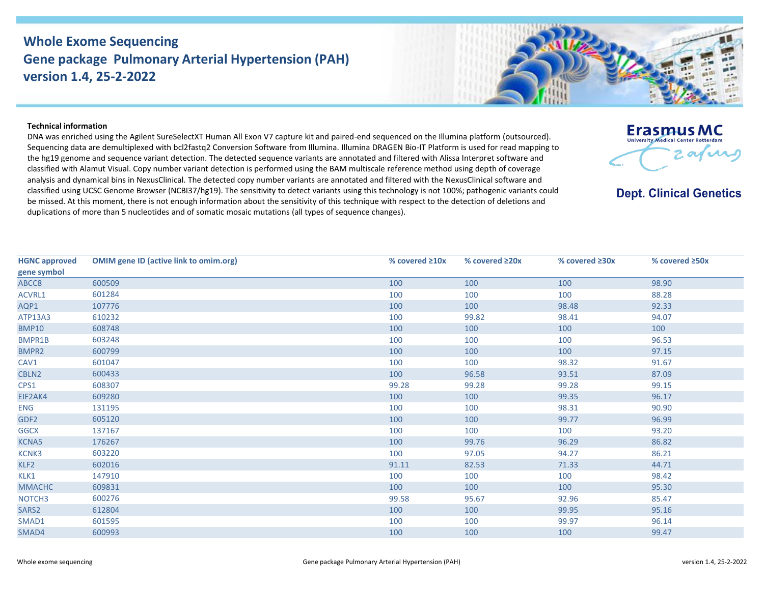# Whole Exome Sequencing
# Gene package Pulmonary Arterial Hypertension (PAH)
# version 1.4, 25-2-2022

Erasmus MC
University Medical Center Rotterdam

**Dept. Clinical Genetics**

**Technical information**

DNA was enriched using the Agilent SureSelectXT Human All Exon V7 capture kit and paired-end sequenced on the Illumina platform (outsourced). Sequencing data are demultiplexed with bcl2fastq2 Conversion Software from Illumina. Illumina DRAGEN Bio-IT Platform is used for read mapping to the hg19 genome and sequence variant detection. The detected sequence variants are annotated and filtered with Alissa Interpret software and classified with Alamut Visual. Copy number variant detection is performed using the BAM multiscale reference method using depth of coverage analysis and dynamical bins in NexusClinical. The detected copy number variants are annotated and filtered with the NexusClinical software and classified using UCSC Genome Browser (NCBI37/hg19). The sensitivity to detect variants using this technology is not 100%; pathogenic variants could be missed. At this moment, there is not enough information about the sensitivity of this technique with respect to the detection of deletions and duplications of more than 5 nucleotides and of somatic mosaic mutations (all types of sequence changes).

| HGNC approved gene symbol | OMIM gene ID (active link to omim.org) | % covered ≥10x | % covered ≥20x | % covered ≥30x | % covered ≥50x |
|---|---|---|---|---|---|
| ABCC8 | 600509 | 100 | 100 | 100 | 98.90 |
| ACVRL1 | 601284 | 100 | 100 | 100 | 88.28 |
| AQP1 | 107776 | 100 | 100 | 98.48 | 92.33 |
| ATP13A3 | 610232 | 100 | 99.82 | 98.41 | 94.07 |
| BMP10 | 608748 | 100 | 100 | 100 | 100 |
| BMPR1B | 603248 | 100 | 100 | 100 | 96.53 |
| BMPR2 | 600799 | 100 | 100 | 100 | 97.15 |
| CAV1 | 601047 | 100 | 100 | 98.32 | 91.67 |
| CBLN2 | 600433 | 100 | 96.58 | 93.51 | 87.09 |
| CPS1 | 608307 | 99.28 | 99.28 | 99.28 | 99.15 |
| EIF2AK4 | 609280 | 100 | 100 | 99.35 | 96.17 |
| ENG | 131195 | 100 | 100 | 98.31 | 90.90 |
| GDF2 | 605120 | 100 | 100 | 99.77 | 96.99 |
| GGCX | 137167 | 100 | 100 | 100 | 93.20 |
| KCNA5 | 176267 | 100 | 99.76 | 96.29 | 86.82 |
| KCNK3 | 603220 | 100 | 97.05 | 94.27 | 86.21 |
| KLF2 | 602016 | 91.11 | 82.53 | 71.33 | 44.71 |
| KLK1 | 147910 | 100 | 100 | 100 | 98.42 |
| MMACHC | 609831 | 100 | 100 | 100 | 95.30 |
| NOTCH3 | 600276 | 99.58 | 95.67 | 92.96 | 85.47 |
| SARS2 | 612804 | 100 | 100 | 99.95 | 95.16 |
| SMAD1 | 601595 | 100 | 100 | 99.97 | 96.14 |
| SMAD4 | 600993 | 100 | 100 | 100 | 99.47 |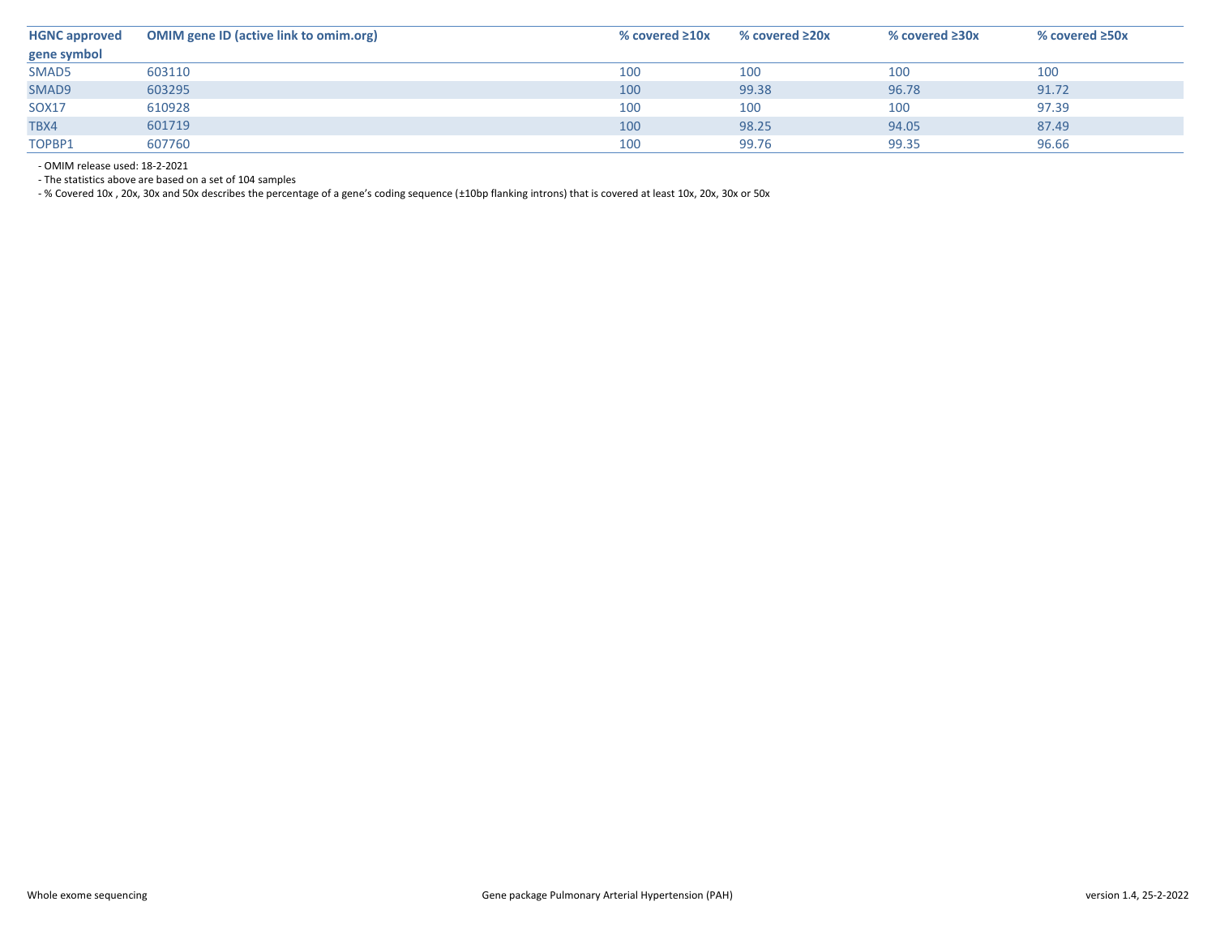| HGNC approved gene symbol | OMIM gene ID (active link to omim.org) | % covered ≥10x | % covered ≥20x | % covered ≥30x | % covered ≥50x |
|---|---|---|---|---|---|
| SMAD5 | 603110 | 100 | 100 | 100 | 100 |
| SMAD9 | 603295 | 100 | 99.38 | 96.78 | 91.72 |
| SOX17 | 610928 | 100 | 100 | 100 | 97.39 |
| TBX4 | 601719 | 100 | 98.25 | 94.05 | 87.49 |
| TOPBP1 | 607760 | 100 | 99.76 | 99.35 | 96.66 |

- OMIM release used: 18-2-2021
- The statistics above are based on a set of 104 samples
- % Covered 10x , 20x, 30x and 50x describes the percentage of a gene's coding sequence (±10bp flanking introns) that is covered at least 10x, 20x, 30x or 50x